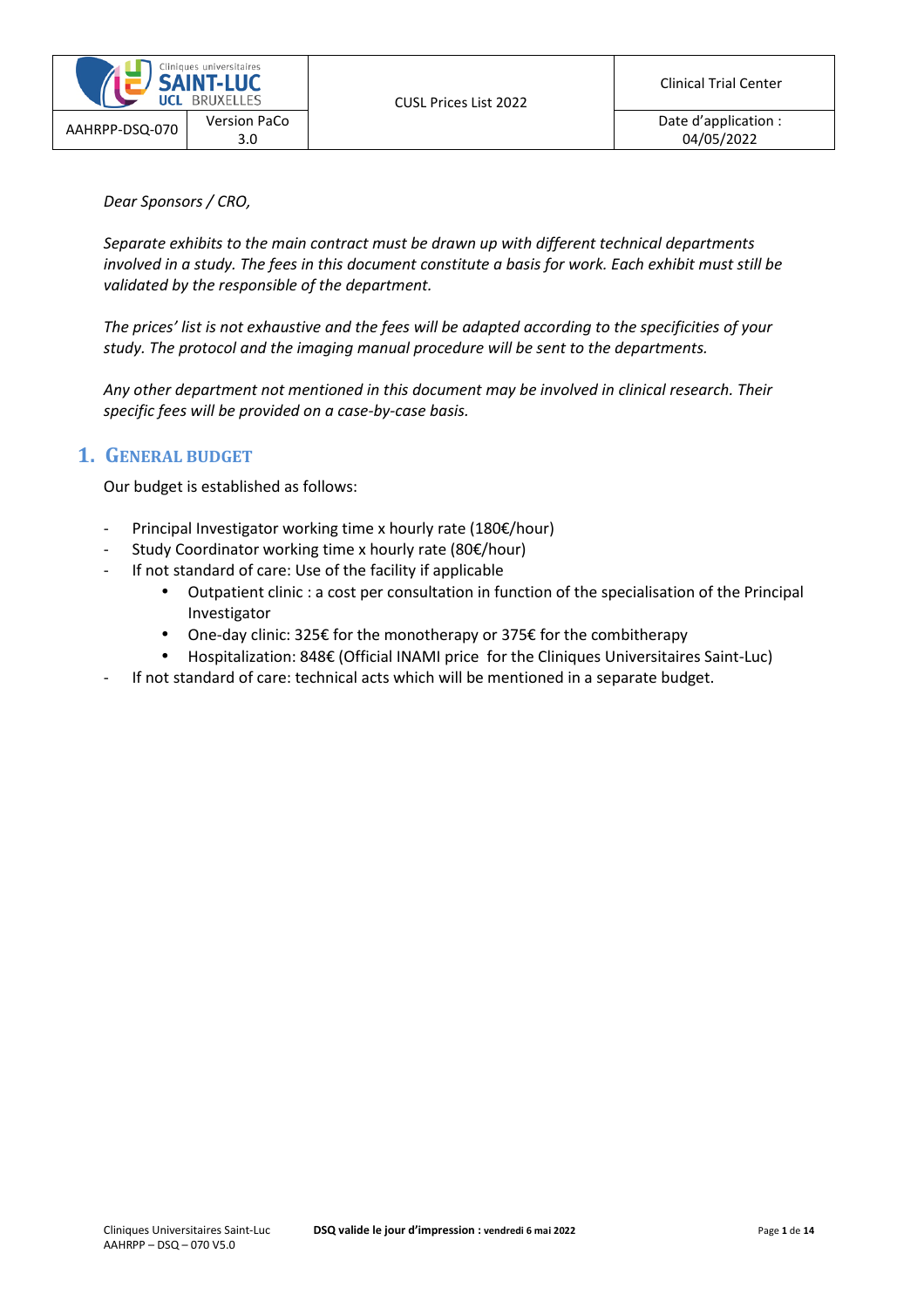*Dear Sponsors / CRO,*

*Separate exhibits to the main contract must be drawn up with different technical departments involved in a study. The fees in this document constitute a basis for work. Each exhibit must still be validated by the responsible of the department.*

*The prices' list is not exhaustive and the fees will be adapted according to the specificities of your study. The protocol and the imaging manual procedure will be sent to the departments.*

*Any other department not mentioned in this document may be involved in clinical research. Their specific fees will be provided on a case-by-case basis.*

# 1. General Budget

Our budget is established as follows:

- Principal Investigator working time x hourly rate (180€/hour)
- Study Coordinator working time x hourly rate (80€/hour)
- If not standard of care: Use of the facility if applicable
  - Outpatient clinic : a cost per consultation in function of the specialisation of the Principal Investigator
  - One-day clinic: 325€ for the monotherapy or 375€ for the combitherapy
  - Hospitalization: 848€ (Official INAMI price for the Cliniques Universitaires Saint-Luc)
- If not standard of care: technical acts which will be mentioned in a separate budget.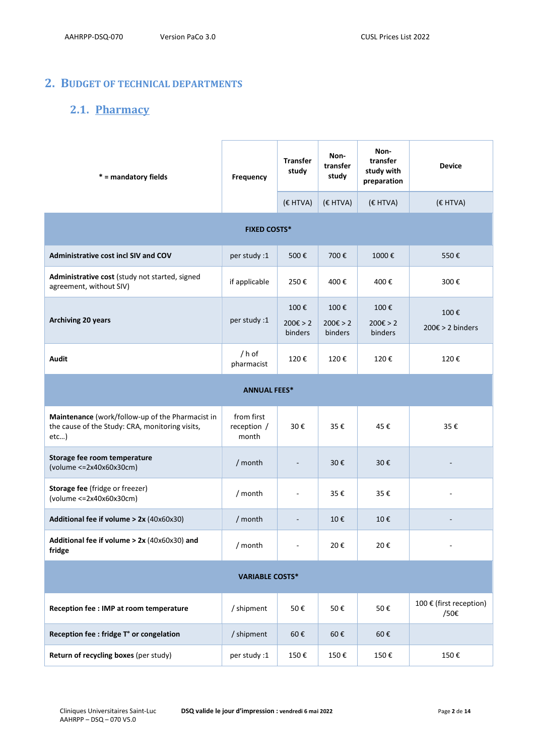## 2. Budget of technical departments

### 2.1. Pharmacy

| * = mandatory fields | Frequency | Transfer study | Non-transfer study | Non-transfer study with preparation | Device |
|---|---|---|---|---|---|
| | | (€ HTVA) | (€ HTVA) | (€ HTVA) | (€ HTVA) |
| **FIXED COSTS*** | | | | | |
| **Administrative cost incl SIV and COV** | per study :1 | 500 € | 700 € | 1000 € | 550 € |
| **Administrative cost** (study not started, signed agreement, without SIV) | if applicable | 250 € | 400 € | 400 € | 300 € |
| **Archiving 20 years** | per study :1 | 100 € 200€ > 2 binders | 100 € 200€ > 2 binders | 100 € 200€ > 2 binders | 100 € 200€ > 2 binders |
| **Audit** | / h of pharmacist | 120 € | 120 € | 120 € | 120 € |
| **ANNUAL FEES*** | | | | | |
| **Maintenance** (work/follow-up of the Pharmacist in the cause of the Study: CRA, monitoring visits, etc…) | from first reception / month | 30 € | 35 € | 45 € | 35 € |
| **Storage fee room temperature** (volume <=2x40x60x30cm) | / month | - | 30 € | 30 € | - |
| **Storage fee** (fridge or freezer) (volume <=2x40x60x30cm) | / month | - | 35 € | 35 € | - |
| **Additional fee if volume > 2x** (40x60x30) | / month | - | 10 € | 10 € | - |
| **Additional fee if volume > 2x** (40x60x30) **and fridge** | / month | - | 20 € | 20 € | - |
| **VARIABLE COSTS*** | | | | | |
| **Reception fee : IMP at room temperature** | / shipment | 50 € | 50 € | 50 € | 100 € (first reception) /50€ |
| **Reception fee : fridge T° or congelation** | / shipment | 60 € | 60 € | 60 € | |
| **Return of recycling boxes** (per study) | per study :1 | 150 € | 150 € | 150 € | 150 € |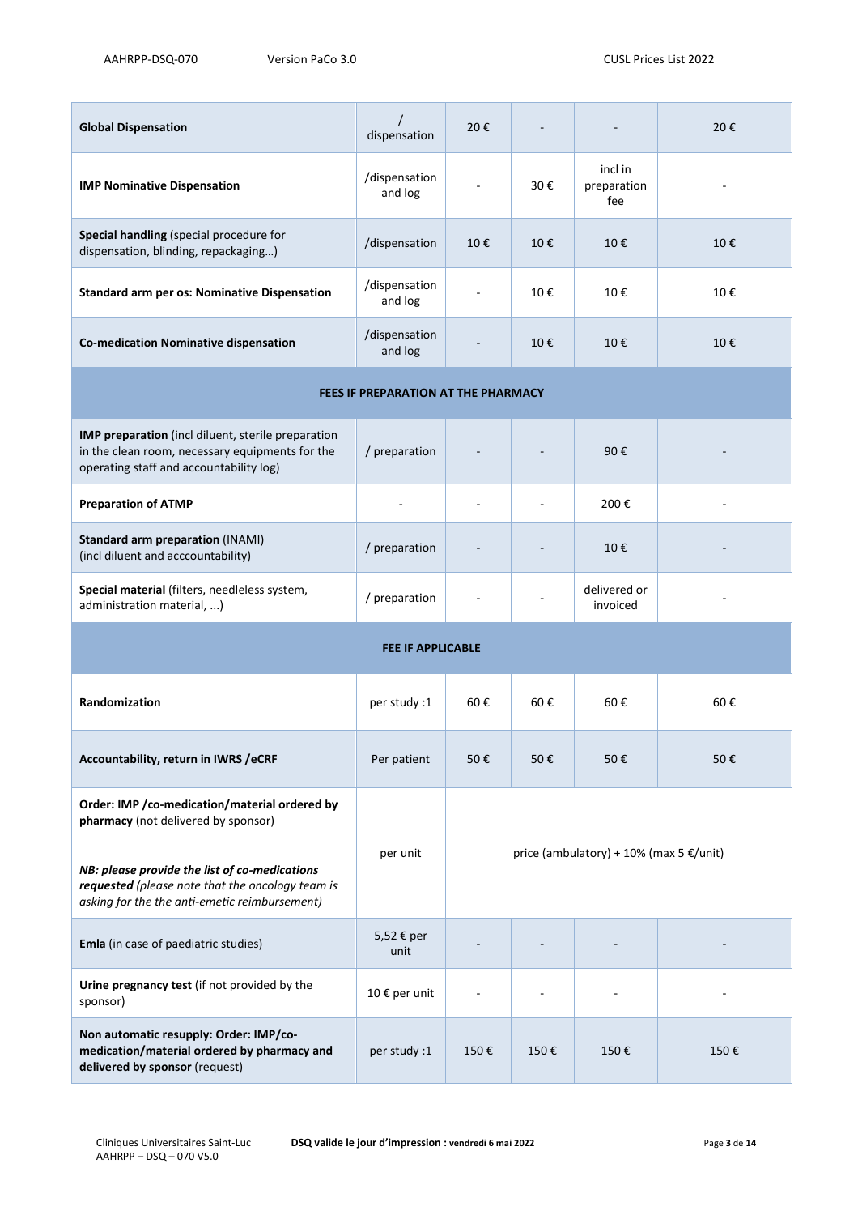| | | | | | |
|---|---|---|---|---|---|
| **Global Dispensation** | / dispensation | 20 € | - | - | 20 € |
| **IMP Nominative Dispensation** | /dispensation and log | - | 30 € | incl in preparation fee | - |
| **Special handling** (special procedure for dispensation, blinding, repackaging…) | /dispensation | 10 € | 10 € | 10 € | 10 € |
| **Standard arm per os: Nominative Dispensation** | /dispensation and log | - | 10 € | 10 € | 10 € |
| **Co-medication Nominative dispensation** | /dispensation and log | - | 10 € | 10 € | 10 € |
| **FEES IF PREPARATION AT THE PHARMACY** | | | | | |
| **IMP preparation** (incl diluent, sterile preparation in the clean room, necessary equipments for the operating staff and accountability log) | / preparation | - | - | 90 € | - |
| **Preparation of ATMP** | - | - | - | 200 € | - |
| **Standard arm preparation** (INAMI) (incl diluent and acccountability) | / preparation | - | - | 10 € | - |
| **Special material** (filters, needleless system, administration material, ...) | / preparation | - | - | delivered or invoiced | - |
| **FEE IF APPLICABLE** | | | | | |
| **Randomization** | per study :1 | 60 € | 60 € | 60 € | 60 € |
| **Accountability, return in IWRS /eCRF** | Per patient | 50 € | 50 € | 50 € | 50 € |
| **Order: IMP /co-medication/material ordered by pharmacy** (not delivered by sponsor)<br><br>***NB: please provide the list of co-medications requested*** *(please note that the oncology team is asking for the the anti-emetic reimbursement)* | per unit | price (ambulatory) + 10% (max 5 €/unit) | | | |
| **Emla** (in case of paediatric studies) | 5,52 € per unit | - | - | - | - |
| **Urine pregnancy test** (if not provided by the sponsor) | 10 € per unit | - | - | - | - |
| **Non automatic resupply: Order: IMP/co-medication/material ordered by pharmacy and delivered by sponsor** (request) | per study :1 | 150 € | 150 € | 150 € | 150 € |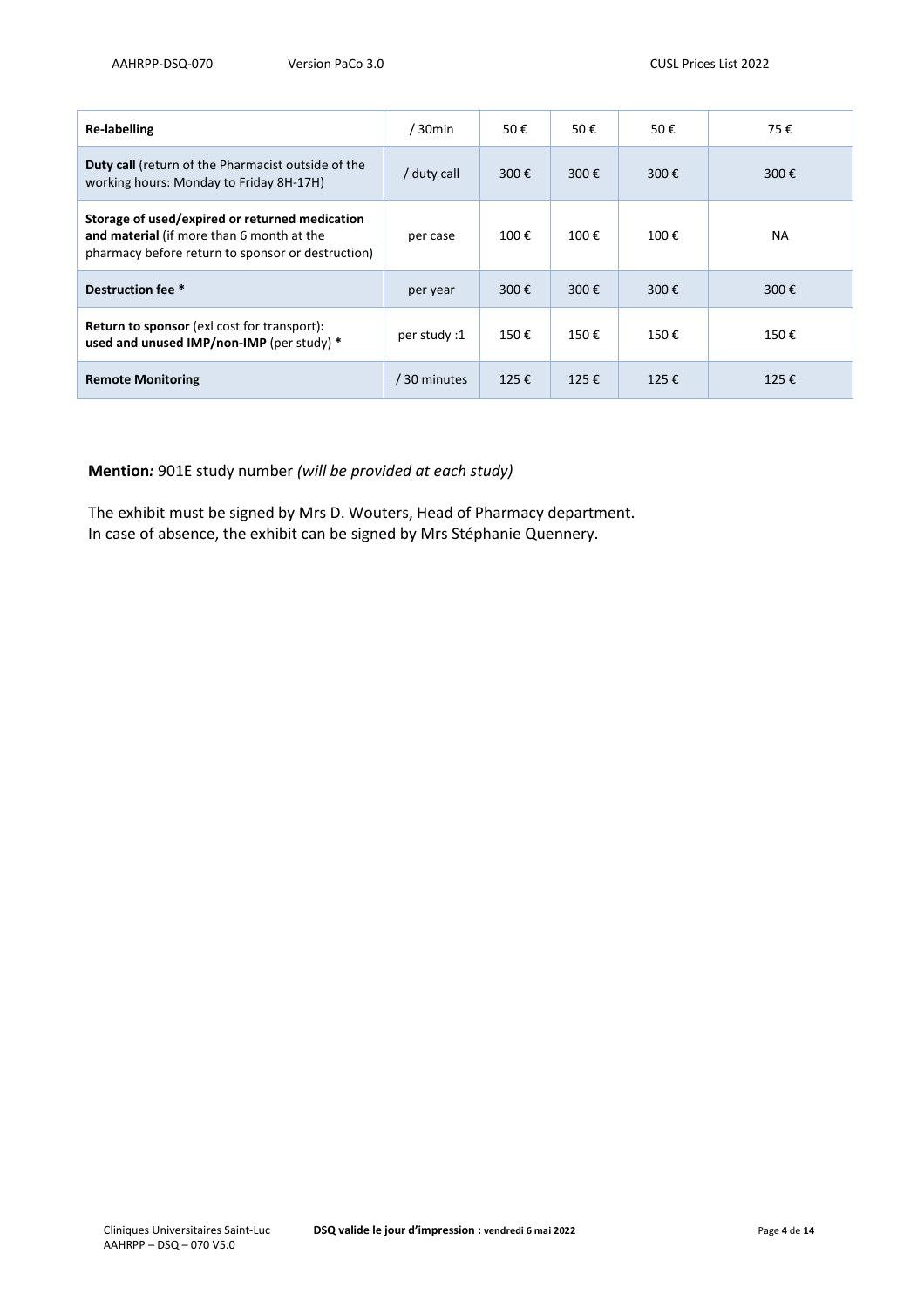| | | | | | |
|---|---|---|---|---|---|
| **Re-labelling** | / 30min | 50 € | 50 € | 50 € | 75 € |
| **Duty call** (return of the Pharmacist outside of the working hours: Monday to Friday 8H-17H) | / duty call | 300 € | 300 € | 300 € | 300 € |
| **Storage of used/expired or returned medication and material** (if more than 6 month at the pharmacy before return to sponsor or destruction) | per case | 100 € | 100 € | 100 € | NA |
| **Destruction fee** * | per year | 300 € | 300 € | 300 € | 300 € |
| **Return to sponsor** (exl cost for transport)**: used and unused IMP/non-IMP** (per study) * | per study :1 | 150 € | 150 € | 150 € | 150 € |
| **Remote Monitoring** | / 30 minutes | 125 € | 125 € | 125 € | 125 € |

**Mention*:*** 901E study number *(will be provided at each study)*

The exhibit must be signed by Mrs D. Wouters, Head of Pharmacy department.
In case of absence, the exhibit can be signed by Mrs Stéphanie Quennery.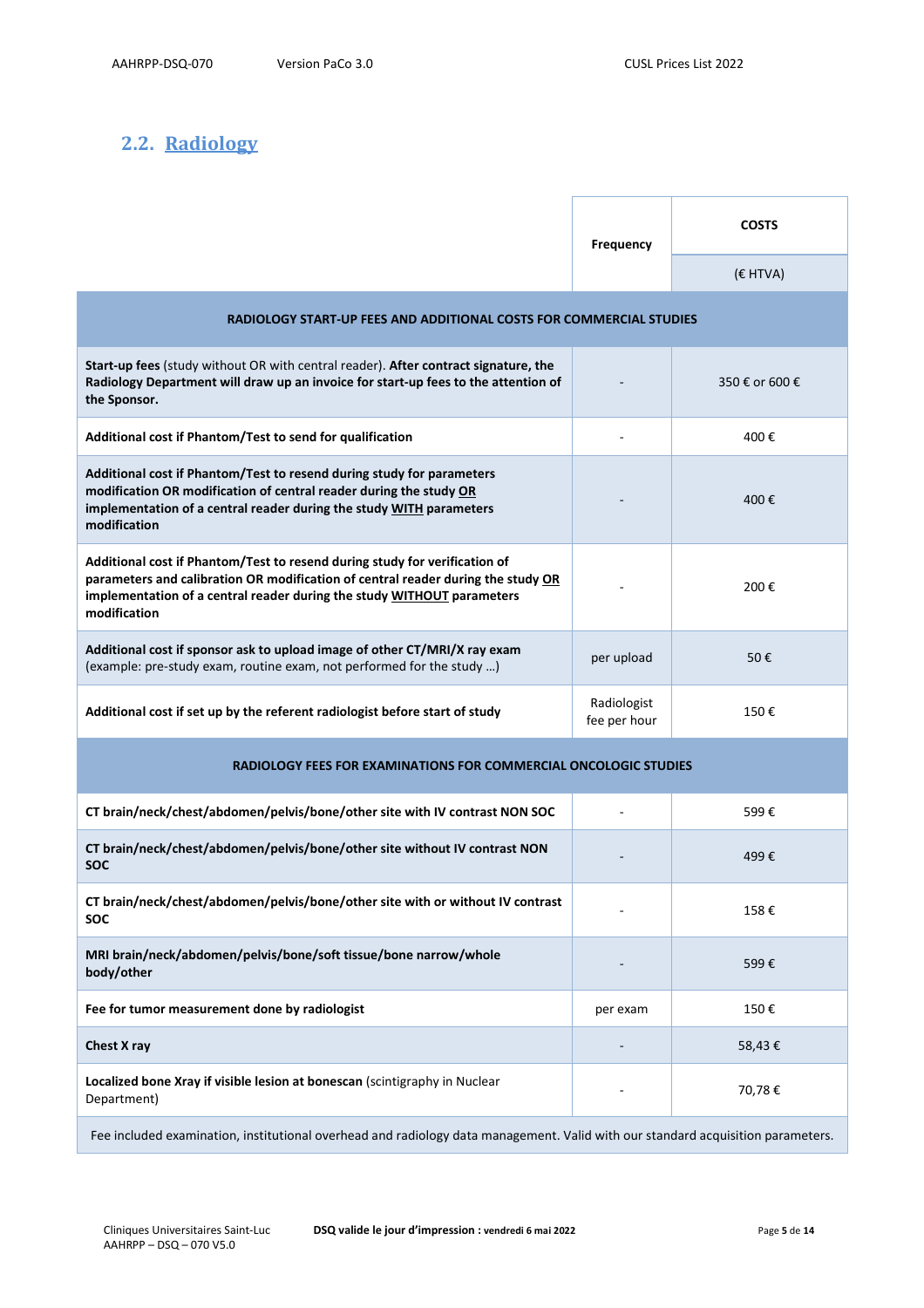## 2.2. Radiology

| | Frequency | COSTS |
|---|---|---|
| | | (€ HTVA) |
| **RADIOLOGY START-UP FEES AND ADDITIONAL COSTS FOR COMMERCIAL STUDIES** | | |
| **Start-up fees** (study without OR with central reader). **After contract signature, the Radiology Department will draw up an invoice for start-up fees to the attention of the Sponsor.** | - | 350 € or 600 € |
| **Additional cost if Phantom/Test to send for qualification** | - | 400 € |
| **Additional cost if Phantom/Test to resend during study for parameters modification OR modification of central reader during the study OR implementation of a central reader during the study WITH parameters modification** | - | 400 € |
| **Additional cost if Phantom/Test to resend during study for verification of parameters and calibration OR modification of central reader during the study OR implementation of a central reader during the study WITHOUT parameters modification** | - | 200 € |
| **Additional cost if sponsor ask to upload image of other CT/MRI/X ray exam** (example: pre-study exam, routine exam, not performed for the study …) | per upload | 50 € |
| **Additional cost if set up by the referent radiologist before start of study** | Radiologist fee per hour | 150 € |
| **RADIOLOGY FEES FOR EXAMINATIONS FOR COMMERCIAL ONCOLOGIC STUDIES** | | |
| **CT brain/neck/chest/abdomen/pelvis/bone/other site with IV contrast NON SOC** | - | 599 € |
| **CT brain/neck/chest/abdomen/pelvis/bone/other site without IV contrast NON SOC** | - | 499 € |
| **CT brain/neck/chest/abdomen/pelvis/bone/other site with or without IV contrast SOC** | - | 158 € |
| **MRI brain/neck/abdomen/pelvis/bone/soft tissue/bone narrow/whole body/other** | - | 599 € |
| **Fee for tumor measurement done by radiologist** | per exam | 150 € |
| **Chest X ray** | - | 58,43 € |
| **Localized bone Xray if visible lesion at bonescan** (scintigraphy in Nuclear Department) | - | 70,78 € |
| Fee included examination, institutional overhead and radiology data management. Valid with our standard acquisition parameters. | | |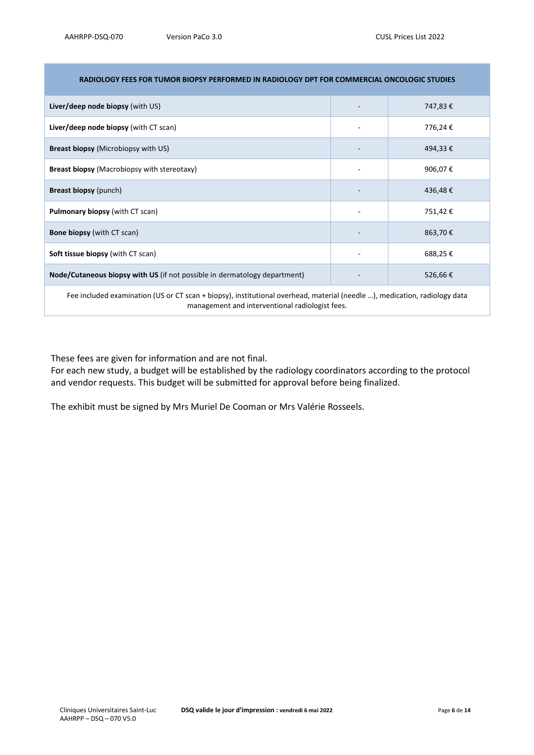| RADIOLOGY FEES FOR TUMOR BIOPSY PERFORMED IN RADIOLOGY DPT FOR COMMERCIAL ONCOLOGIC STUDIES | | |
|---|---|---|
| **Liver/deep node biopsy** (with US) | - | 747,83 € |
| **Liver/deep node biopsy** (with CT scan) | - | 776,24 € |
| **Breast biopsy** (Microbiopsy with US) | - | 494,33 € |
| **Breast biopsy** (Macrobiopsy with stereotaxy) | - | 906,07 € |
| **Breast biopsy** (punch) | - | 436,48 € |
| **Pulmonary biopsy** (with CT scan) | - | 751,42 € |
| **Bone biopsy** (with CT scan) | - | 863,70 € |
| **Soft tissue biopsy** (with CT scan) | - | 688,25 € |
| **Node/Cutaneous biopsy with US** (if not possible in dermatology department) | - | 526,66 € |
| Fee included examination (US or CT scan + biopsy), institutional overhead, material (needle …), medication, radiology data management and interventional radiologist fees. | | |

These fees are given for information and are not final.
For each new study, a budget will be established by the radiology coordinators according to the protocol and vendor requests. This budget will be submitted for approval before being finalized.

The exhibit must be signed by Mrs Muriel De Cooman or Mrs Valérie Rosseels.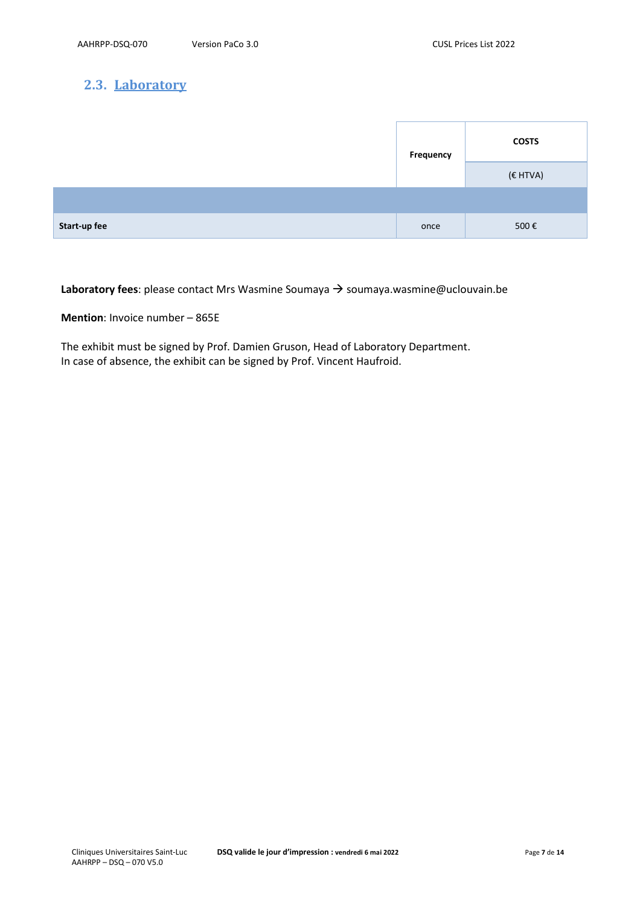## 2.3. Laboratory

| | Frequency | COSTS |
|---|---|---|
| | | (€ HTVA) |
| | | |
| **Start-up fee** | once | 500 € |

**Laboratory fees**: please contact Mrs Wasmine Soumaya → soumaya.wasmine@uclouvain.be

**Mention**: Invoice number – 865E

The exhibit must be signed by Prof. Damien Gruson, Head of Laboratory Department.
In case of absence, the exhibit can be signed by Prof. Vincent Haufroid.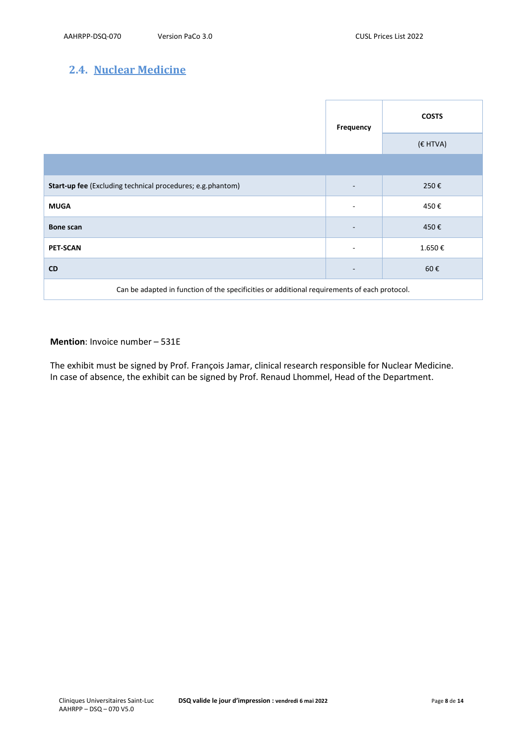## 2.4. Nuclear Medicine

| | Frequency | COSTS |
|---|---|---|
| | | (€ HTVA) |
| | | |
| **Start-up fee** (Excluding technical procedures; e.g.phantom) | - | 250 € |
| **MUGA** | - | 450 € |
| **Bone scan** | - | 450 € |
| **PET-SCAN** | - | 1.650 € |
| **CD** | - | 60 € |
| Can be adapted in function of the specificities or additional requirements of each protocol. | | |

**Mention**: Invoice number – 531E

The exhibit must be signed by Prof. François Jamar, clinical research responsible for Nuclear Medicine. In case of absence, the exhibit can be signed by Prof. Renaud Lhommel, Head of the Department.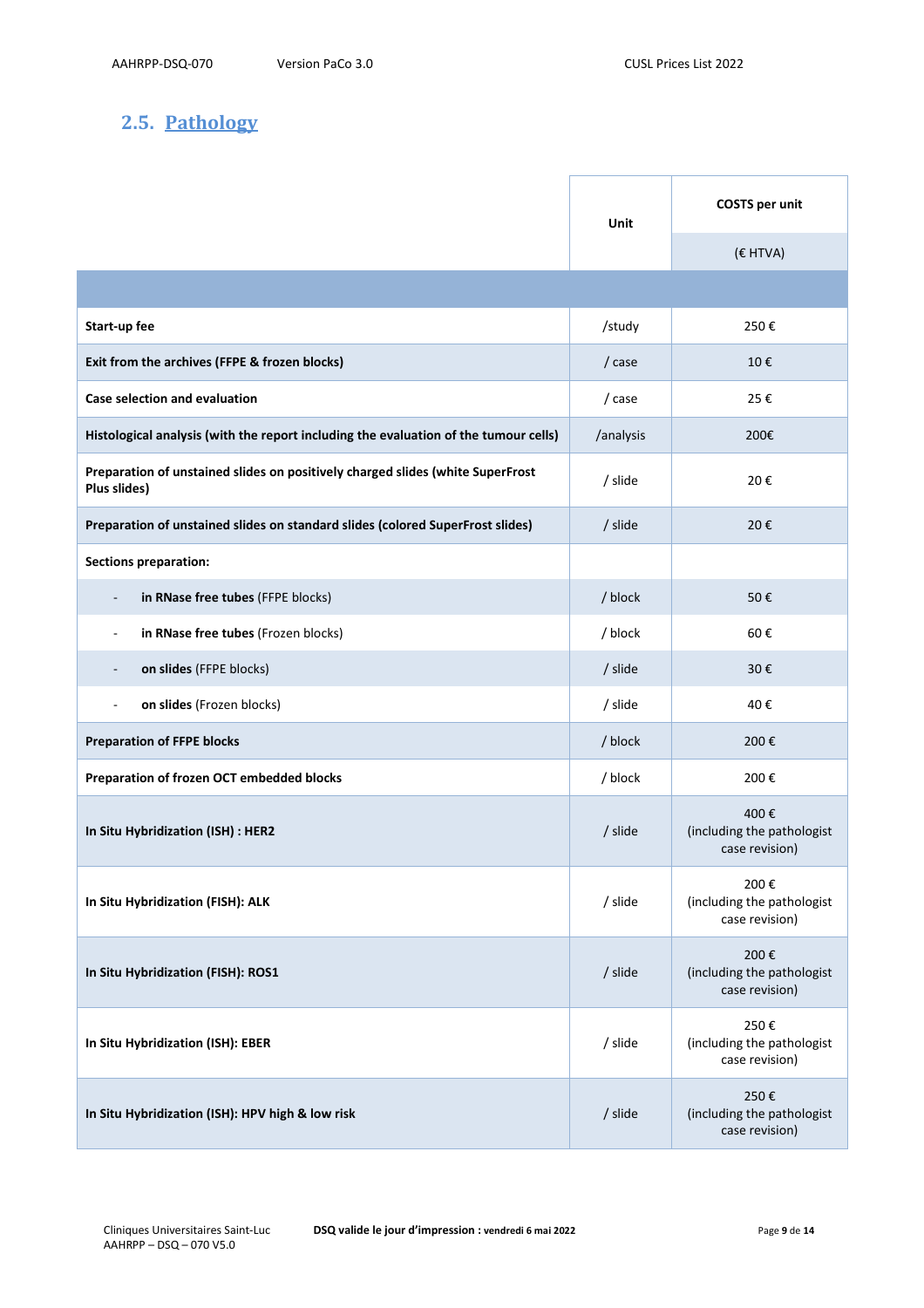## 2.5. Pathology

| | Unit | COSTS per unit<br>(€ HTVA) |
|---|---|---|
| | | |
| **Start-up fee** | /study | 250 € |
| **Exit from the archives (FFPE & frozen blocks)** | / case | 10 € |
| **Case selection and evaluation** | / case | 25 € |
| **Histological analysis (with the report including the evaluation of the tumour cells)** | /analysis | 200€ |
| **Preparation of unstained slides on positively charged slides (white SuperFrost Plus slides)** | / slide | 20 € |
| **Preparation of unstained slides on standard slides (colored SuperFrost slides)** | / slide | 20 € |
| **Sections preparation:** | | |
| - **in RNase free tubes** (FFPE blocks) | / block | 50 € |
| - **in RNase free tubes** (Frozen blocks) | / block | 60 € |
| - **on slides** (FFPE blocks) | / slide | 30 € |
| - **on slides** (Frozen blocks) | / slide | 40 € |
| **Preparation of FFPE blocks** | / block | 200 € |
| **Preparation of frozen OCT embedded blocks** | / block | 200 € |
| **In Situ Hybridization (ISH) : HER2** | / slide | 400 € (including the pathologist case revision) |
| **In Situ Hybridization (FISH): ALK** | / slide | 200 € (including the pathologist case revision) |
| **In Situ Hybridization (FISH): ROS1** | / slide | 200 € (including the pathologist case revision) |
| **In Situ Hybridization (ISH): EBER** | / slide | 250 € (including the pathologist case revision) |
| **In Situ Hybridization (ISH): HPV high & low risk** | / slide | 250 € (including the pathologist case revision) |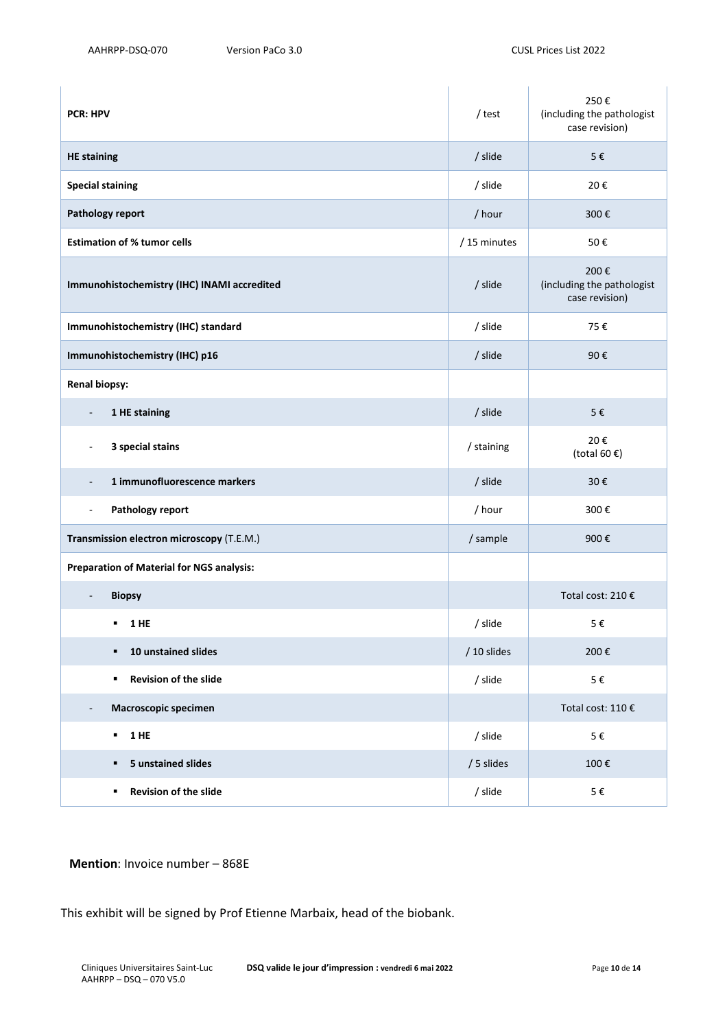| | | |
|---|---|---|
| **PCR: HPV** | / test | 250 € (including the pathologist case revision) |
| **HE staining** | / slide | 5 € |
| **Special staining** | / slide | 20 € |
| **Pathology report** | / hour | 300 € |
| **Estimation of % tumor cells** | / 15 minutes | 50 € |
| **Immunohistochemistry (IHC) INAMI accredited** | / slide | 200 € (including the pathologist case revision) |
| **Immunohistochemistry (IHC) standard** | / slide | 75 € |
| **Immunohistochemistry (IHC) p16** | / slide | 90 € |
| **Renal biopsy:** | | |
| - **1 HE staining** | / slide | 5 € |
| - **3 special stains** | / staining | 20 € (total 60 €) |
| - **1 immunofluorescence markers** | / slide | 30 € |
| - **Pathology report** | / hour | 300 € |
| **Transmission electron microscopy** (T.E.M.) | / sample | 900 € |
| **Preparation of Material for NGS analysis:** | | |
| - **Biopsy** | | Total cost: 210 € |
| ▪ **1 HE** | / slide | 5 € |
| ▪ **10 unstained slides** | / 10 slides | 200 € |
| ▪ **Revision of the slide** | / slide | 5 € |
| - **Macroscopic specimen** | | Total cost: 110 € |
| ▪ **1 HE** | / slide | 5 € |
| ▪ **5 unstained slides** | / 5 slides | 100 € |
| ▪ **Revision of the slide** | / slide | 5 € |

**Mention**: Invoice number – 868E

This exhibit will be signed by Prof Etienne Marbaix, head of the biobank.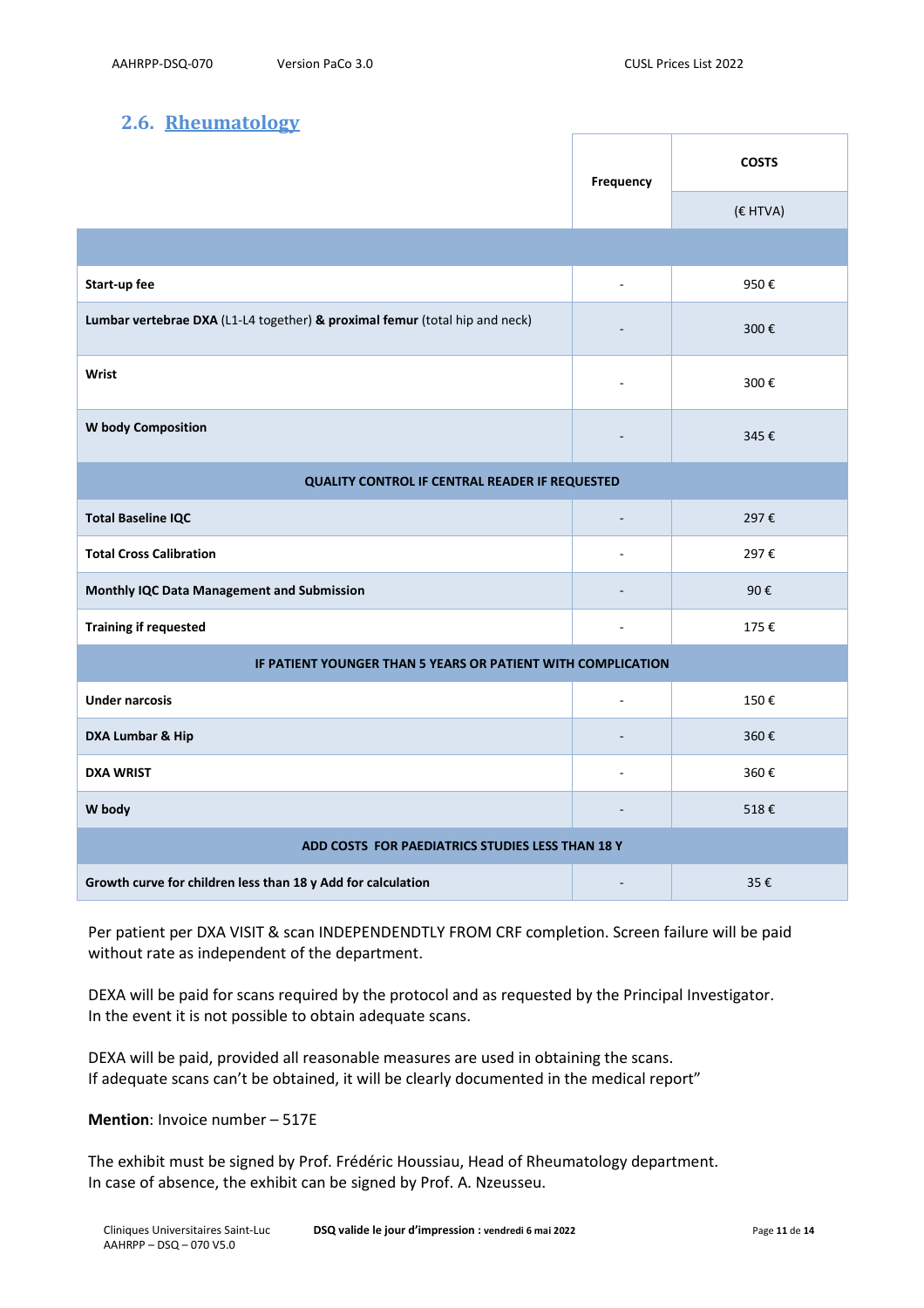## 2.6. Rheumatology

| | Frequency | COSTS (€ HTVA) |
|---|---|---|
| | | |
| **Start-up fee** | - | 950 € |
| **Lumbar vertebrae DXA** (L1-L4 together) **& proximal femur** (total hip and neck) | - | 300 € |
| **Wrist** | - | 300 € |
| **W body Composition** | - | 345 € |
| **QUALITY CONTROL IF CENTRAL READER IF REQUESTED** | | |
| **Total Baseline IQC** | - | 297 € |
| **Total Cross Calibration** | - | 297 € |
| **Monthly IQC Data Management and Submission** | - | 90 € |
| **Training if requested** | - | 175 € |
| **IF PATIENT YOUNGER THAN 5 YEARS OR PATIENT WITH COMPLICATION** | | |
| **Under narcosis** | - | 150 € |
| **DXA Lumbar & Hip** | - | 360 € |
| **DXA WRIST** | - | 360 € |
| **W body** | - | 518 € |
| **ADD COSTS FOR PAEDIATRICS STUDIES LESS THAN 18 Y** | | |
| **Growth curve for children less than 18 y Add for calculation** | - | 35 € |

Per patient per DXA VISIT & scan INDEPENDENDTLY FROM CRF completion. Screen failure will be paid without rate as independent of the department.

DEXA will be paid for scans required by the protocol and as requested by the Principal Investigator. In the event it is not possible to obtain adequate scans.

DEXA will be paid, provided all reasonable measures are used in obtaining the scans. If adequate scans can't be obtained, it will be clearly documented in the medical report"

**Mention**: Invoice number – 517E

The exhibit must be signed by Prof. Frédéric Houssiau, Head of Rheumatology department. In case of absence, the exhibit can be signed by Prof. A. Nzeusseu.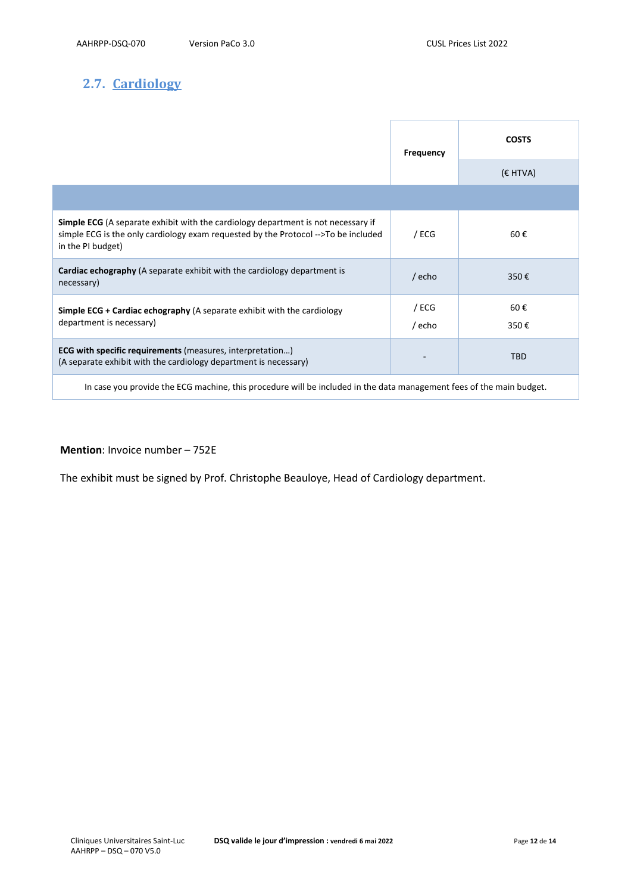## 2.7. Cardiology

| | Frequency | COSTS (€ HTVA) |
|---|---|---|
| | | |
| **Simple ECG** (A separate exhibit with the cardiology department is not necessary if simple ECG is the only cardiology exam requested by the Protocol -->To be included in the PI budget) | / ECG | 60 € |
| **Cardiac echography** (A separate exhibit with the cardiology department is necessary) | / echo | 350 € |
| **Simple ECG + Cardiac echography** (A separate exhibit with the cardiology department is necessary) | / ECG<br>/ echo | 60 €<br>350 € |
| **ECG with specific requirements** (measures, interpretation…)<br>(A separate exhibit with the cardiology department is necessary) | - | TBD |
| In case you provide the ECG machine, this procedure will be included in the data management fees of the main budget. | | |

**Mention**: Invoice number – 752E

The exhibit must be signed by Prof. Christophe Beauloye, Head of Cardiology department.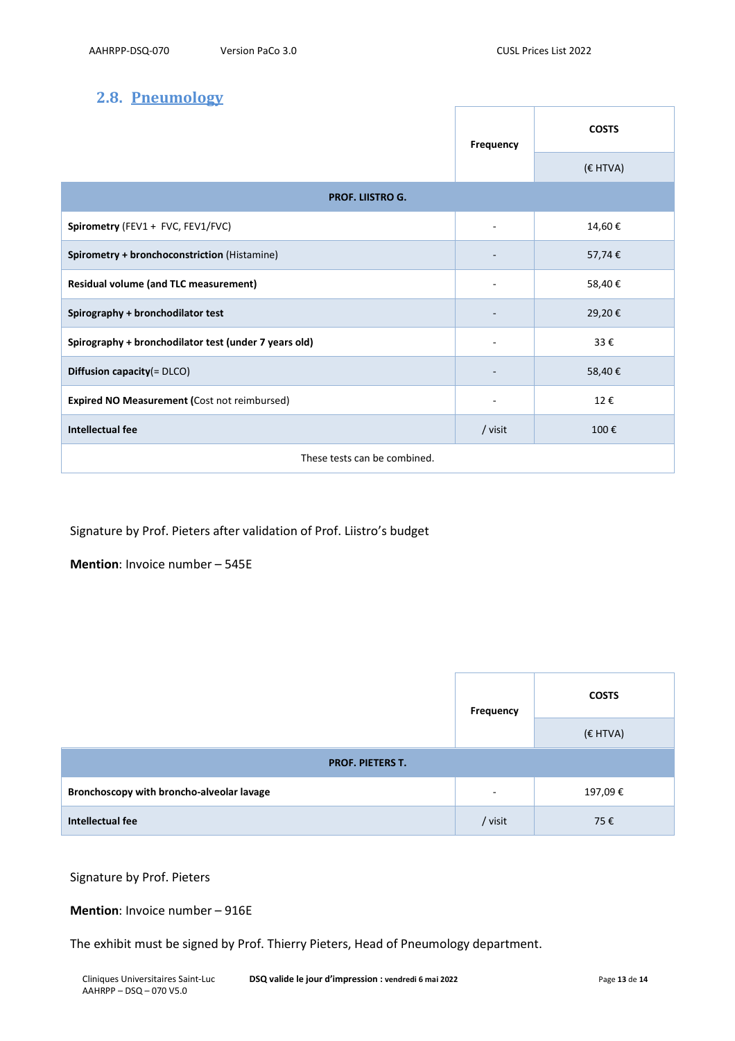## 2.8. Pneumology

| | Frequency | COSTS (€ HTVA) |
|---|---|---|
| **PROF. LIISTRO G.** | | |
| **Spirometry** (FEV1 + FVC, FEV1/FVC) | - | 14,60 € |
| **Spirometry + bronchoconstriction** (Histamine) | - | 57,74 € |
| **Residual volume (and TLC measurement)** | - | 58,40 € |
| **Spirography + bronchodilator test** | - | 29,20 € |
| **Spirography + bronchodilator test (under 7 years old)** | - | 33 € |
| **Diffusion capacity**(= DLCO) | - | 58,40 € |
| **Expired NO Measurement (**Cost not reimbursed) | - | 12 € |
| **Intellectual fee** | / visit | 100 € |
| These tests can be combined. | | |

Signature by Prof. Pieters after validation of Prof. Liistro's budget

**Mention**: Invoice number – 545E

| | Frequency | COSTS (€ HTVA) |
|---|---|---|
| **PROF. PIETERS T.** | | |
| **Bronchoscopy with broncho-alveolar lavage** | - | 197,09 € |
| **Intellectual fee** | / visit | 75 € |

Signature by Prof. Pieters

**Mention**: Invoice number – 916E

The exhibit must be signed by Prof. Thierry Pieters, Head of Pneumology department.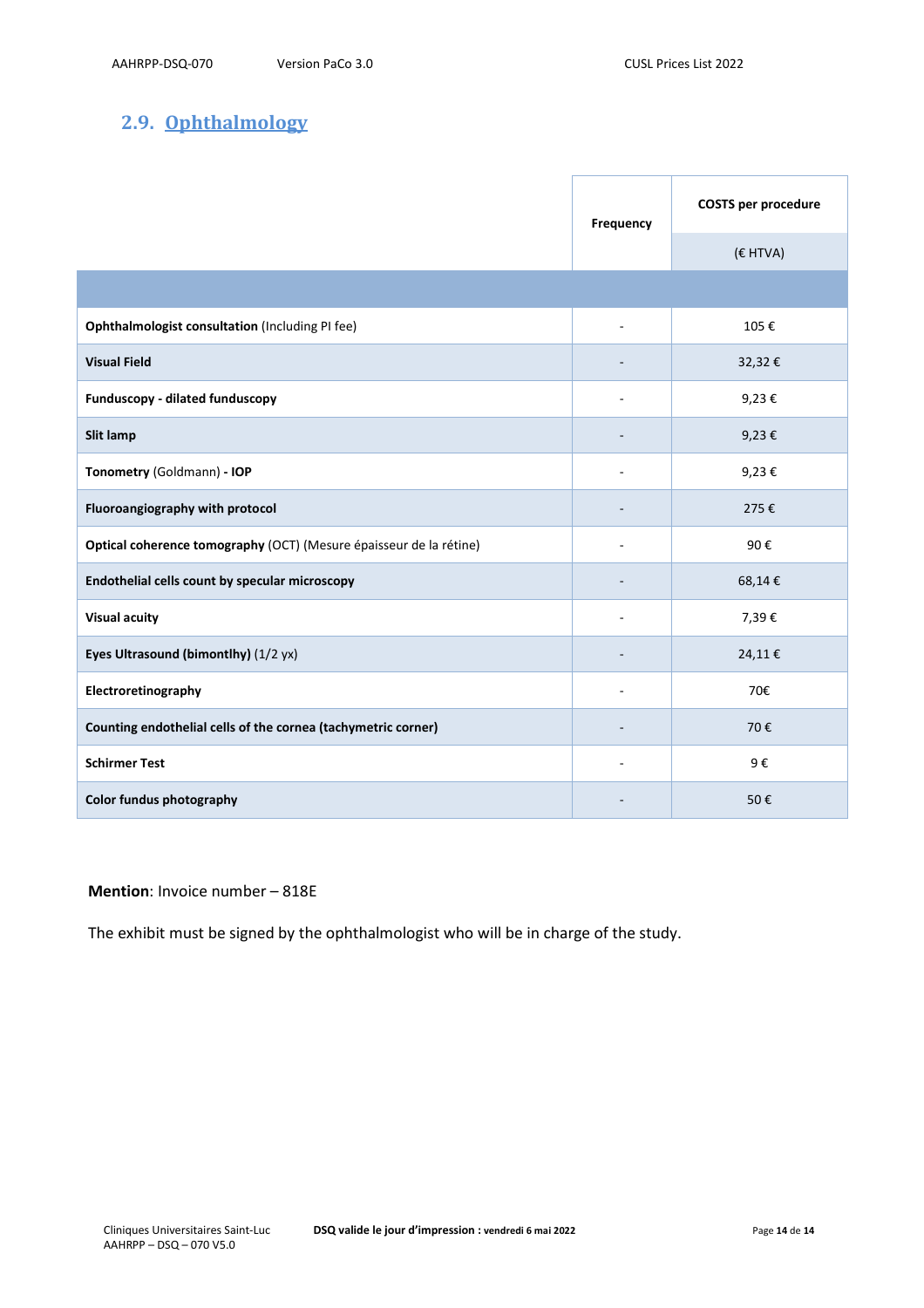## 2.9. Ophthalmology

| | Frequency | COSTS per procedure (€ HTVA) |
|---|---|---|
| | | |
| **Ophthalmologist consultation** (Including PI fee) | - | 105 € |
| **Visual Field** | - | 32,32 € |
| **Funduscopy - dilated funduscopy** | - | 9,23 € |
| **Slit lamp** | - | 9,23 € |
| **Tonometry** (Goldmann) **- IOP** | - | 9,23 € |
| **Fluoroangiography with protocol** | - | 275 € |
| **Optical coherence tomography** (OCT) (Mesure épaisseur de la rétine) | - | 90 € |
| **Endothelial cells count by specular microscopy** | - | 68,14 € |
| **Visual acuity** | - | 7,39 € |
| **Eyes Ultrasound (bimontlhy)** (1/2 yx) | - | 24,11 € |
| **Electroretinography** | - | 70€ |
| **Counting endothelial cells of the cornea (tachymetric corner)** | - | 70 € |
| **Schirmer Test** | - | 9 € |
| **Color fundus photography** | - | 50 € |

**Mention**: Invoice number – 818E

The exhibit must be signed by the ophthalmologist who will be in charge of the study.